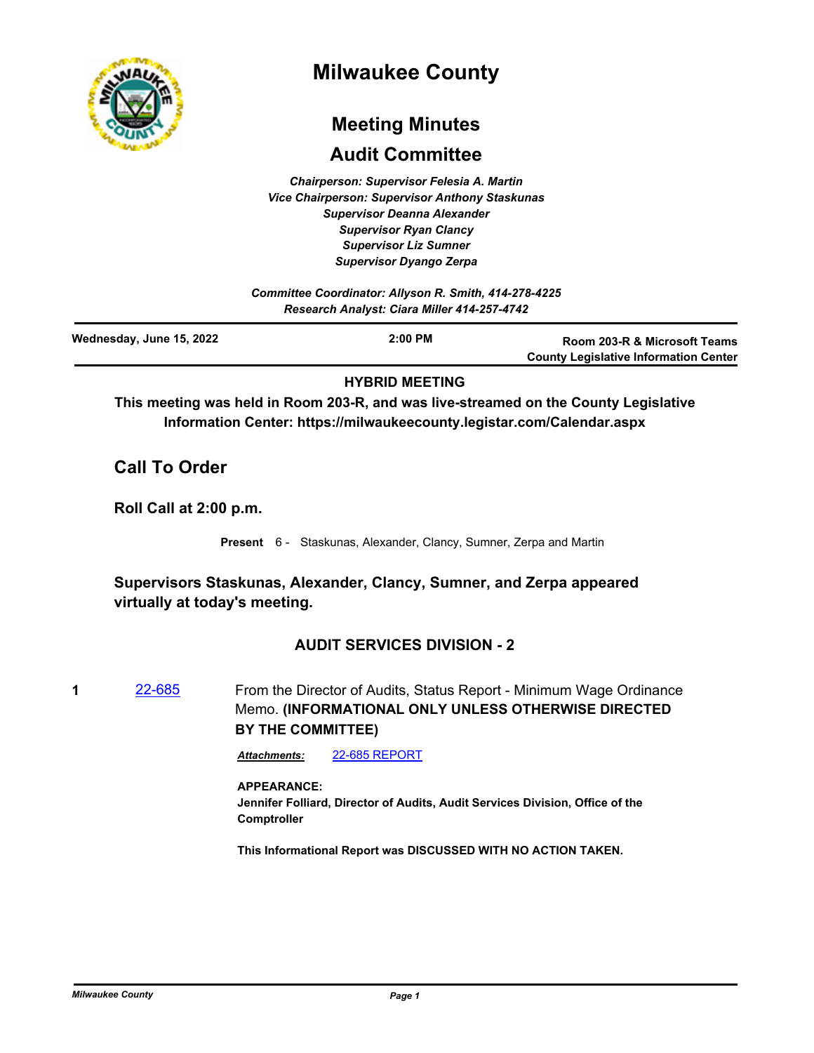# Milwaukee County

## Meeting Minutes

## Audit Committee

*Chairperson: Supervisor Felesia A. Martin*
*Vice Chairperson: Supervisor Anthony Staskunas*
*Supervisor Deanna Alexander*
*Supervisor Ryan Clancy*
*Supervisor Liz Sumner*
*Supervisor Dyango Zerpa*

*Committee Coordinator: Allyson R. Smith, 414-278-4225*
*Research Analyst: Ciara Miller 414-257-4742*

| Wednesday, June 15, 2022 | 2:00 PM | Room 203-R & Microsoft Teams County Legislative Information Center |
|---|---|---|

**HYBRID MEETING**

**This meeting was held in Room 203-R, and was live-streamed on the County Legislative Information Center: https://milwaukeecounty.legistar.com/Calendar.aspx**

## Call To Order

### Roll Call at 2:00 p.m.

**Present** 6 - Staskunas, Alexander, Clancy, Sumner, Zerpa and Martin

**Supervisors Staskunas, Alexander, Clancy, Sumner, and Zerpa appeared virtually at today's meeting.**

### AUDIT SERVICES DIVISION - 2

**1** 22-685 From the Director of Audits, Status Report - Minimum Wage Ordinance Memo. **(INFORMATIONAL ONLY UNLESS OTHERWISE DIRECTED BY THE COMMITTEE)**

***Attachments:*** 22-685 REPORT

**APPEARANCE:**
**Jennifer Folliard, Director of Audits, Audit Services Division, Office of the Comptroller**

**This Informational Report was DISCUSSED WITH NO ACTION TAKEN.**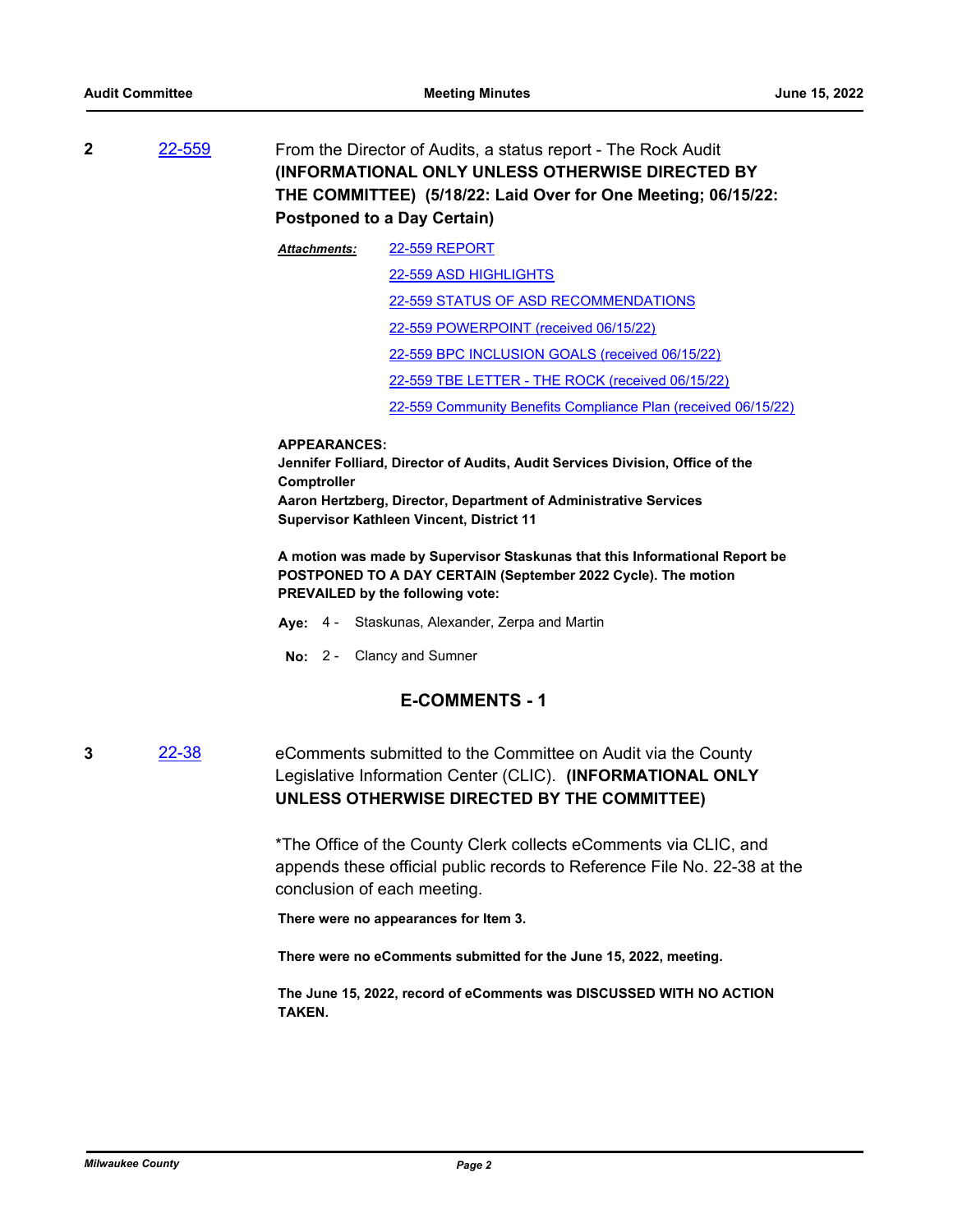**2** 22-559 From the Director of Audits, a status report - The Rock Audit **(INFORMATIONAL ONLY UNLESS OTHERWISE DIRECTED BY THE COMMITTEE) (5/18/22: Laid Over for One Meeting; 06/15/22: Postponed to a Day Certain)**

***Attachments:***
- 22-559 REPORT
- 22-559 ASD HIGHLIGHTS
- 22-559 STATUS OF ASD RECOMMENDATIONS
- 22-559 POWERPOINT (received 06/15/22)
- 22-559 BPC INCLUSION GOALS (received 06/15/22)
- 22-559 TBE LETTER - THE ROCK (received 06/15/22)
- 22-559 Community Benefits Compliance Plan (received 06/15/22)

**APPEARANCES:**
**Jennifer Folliard, Director of Audits, Audit Services Division, Office of the Comptroller**
**Aaron Hertzberg, Director, Department of Administrative Services**
**Supervisor Kathleen Vincent, District 11**

**A motion was made by Supervisor Staskunas that this Informational Report be POSTPONED TO A DAY CERTAIN (September 2022 Cycle). The motion PREVAILED by the following vote:**

**Aye:** 4 - Staskunas, Alexander, Zerpa and Martin

**No:** 2 - Clancy and Sumner

## E-COMMENTS - 1

**3** 22-38 eComments submitted to the Committee on Audit via the County Legislative Information Center (CLIC). **(INFORMATIONAL ONLY UNLESS OTHERWISE DIRECTED BY THE COMMITTEE)**

*The Office of the County Clerk collects eComments via CLIC, and appends these official public records to Reference File No. 22-38 at the conclusion of each meeting.

**There were no appearances for Item 3.**

**There were no eComments submitted for the June 15, 2022, meeting.**

**The June 15, 2022, record of eComments was DISCUSSED WITH NO ACTION TAKEN.**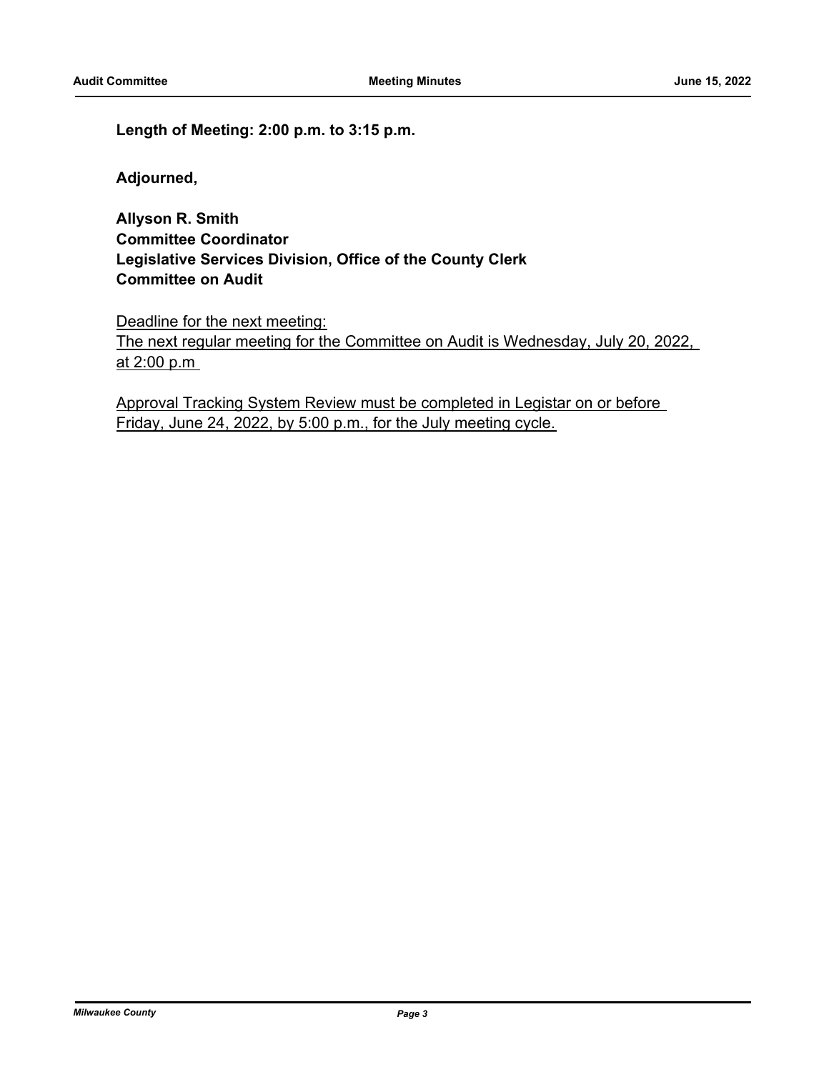**Length of Meeting: 2:00 p.m. to 3:15 p.m.**

**Adjourned,**

**Allyson R. Smith**
**Committee Coordinator**
**Legislative Services Division, Office of the County Clerk**
**Committee on Audit**

Deadline for the next meeting:
The next regular meeting for the Committee on Audit is Wednesday, July 20, 2022, at 2:00 p.m

Approval Tracking System Review must be completed in Legistar on or before Friday, June 24, 2022, by 5:00 p.m., for the July meeting cycle.